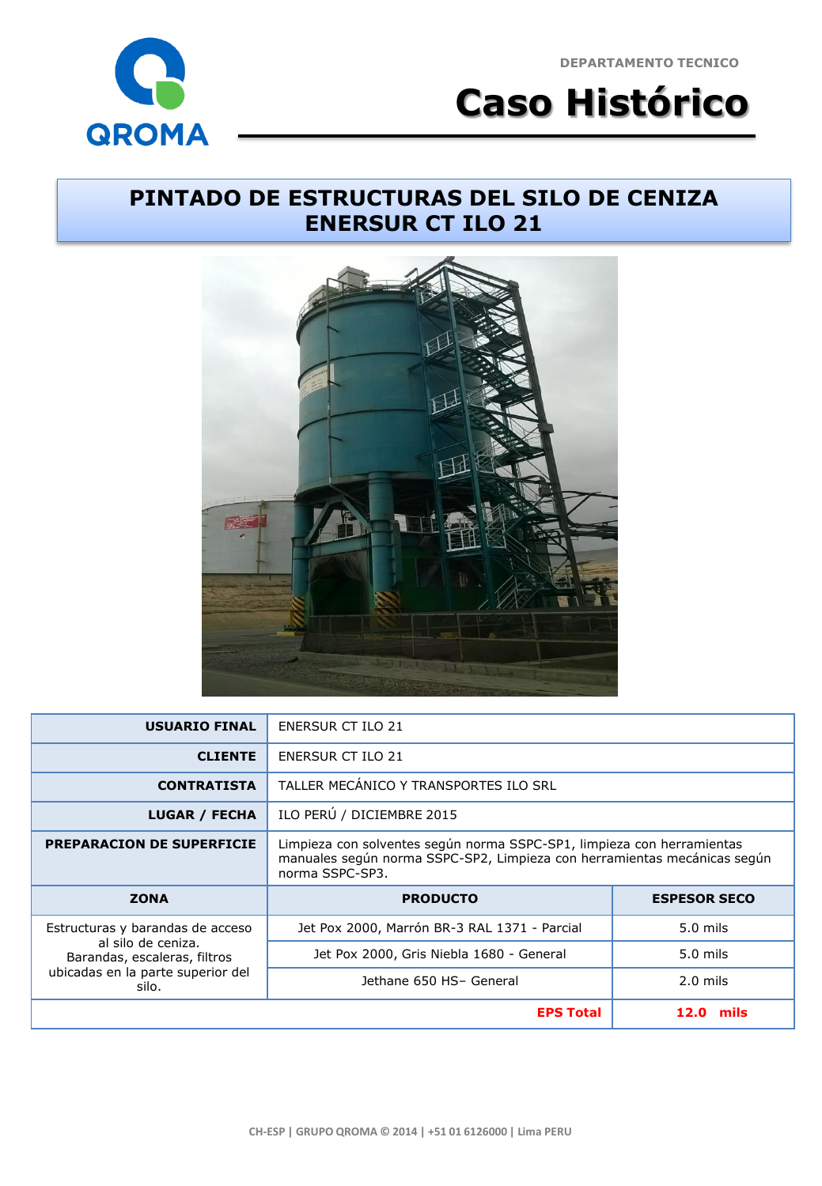DEPARTAMENTO TECNICO

# Caso Histórico

## PINTADO DE ESTRUCTURAS DEL SILO DE CENIZA ENERSUR CT ILO 21

| | | |
|---|---|---|
| **USUARIO FINAL** | ENERSUR CT ILO 21 | |
| **CLIENTE** | ENERSUR CT ILO 21 | |
| **CONTRATISTA** | TALLER MECÁNICO Y TRANSPORTES ILO SRL | |
| **LUGAR / FECHA** | ILO PERÚ / DICIEMBRE 2015 | |
| **PREPARACION DE SUPERFICIE** | Limpieza con solventes según norma SSPC-SP1, limpieza con herramientas manuales según norma SSPC-SP2, Limpieza con herramientas mecánicas según norma SSPC-SP3. | |
| **ZONA** | **PRODUCTO** | **ESPESOR SECO** |
| Estructuras y barandas de acceso al silo de ceniza. Barandas, escaleras, filtros ubicadas en la parte superior del silo. | Jet Pox 2000, Marrón BR-3 RAL 1371 - Parcial | 5.0 mils |
| | Jet Pox 2000, Gris Niebla 1680 - General | 5.0 mils |
| | Jethane 650 HS– General | 2.0 mils |
| | **EPS Total** | **12.0 mils** |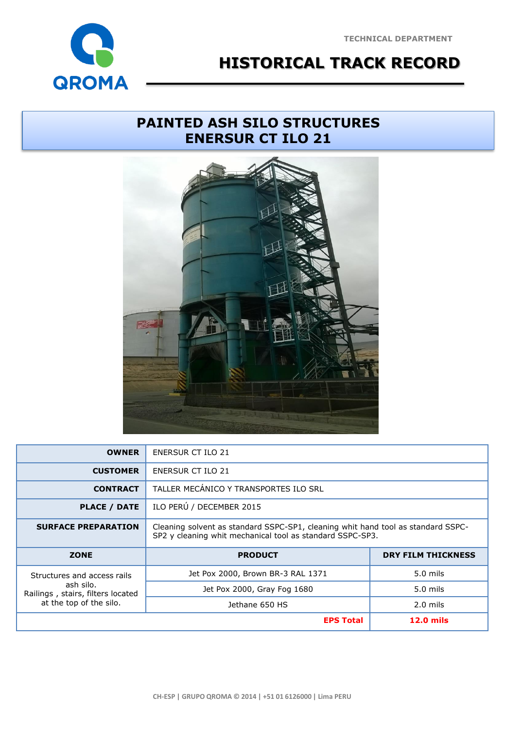TECHNICAL DEPARTMENT

# HISTORICAL TRACK RECORD

## PAINTED ASH SILO STRUCTURES
## ENERSUR CT ILO 21

| | | |
|---|---|---|
| **OWNER** | ENERSUR CT ILO 21 | |
| **CUSTOMER** | ENERSUR CT ILO 21 | |
| **CONTRACT** | TALLER MECÁNICO Y TRANSPORTES ILO SRL | |
| **PLACE / DATE** | ILO PERÚ / DECEMBER 2015 | |
| **SURFACE PREPARATION** | Cleaning solvent as standard SSPC-SP1, cleaning whit hand tool as standard SSPC-SP2 y cleaning whit mechanical tool as standard SSPC-SP3. | |
| **ZONE** | **PRODUCT** | **DRY FILM THICKNESS** |
| Structures and access rails ash silo. Railings , stairs, filters located at the top of the silo. | Jet Pox 2000, Brown BR-3 RAL 1371 | 5.0 mils |
| | Jet Pox 2000, Gray Fog 1680 | 5.0 mils |
| | Jethane 650 HS | 2.0 mils |
| | **EPS Total** | **12.0 mils** |